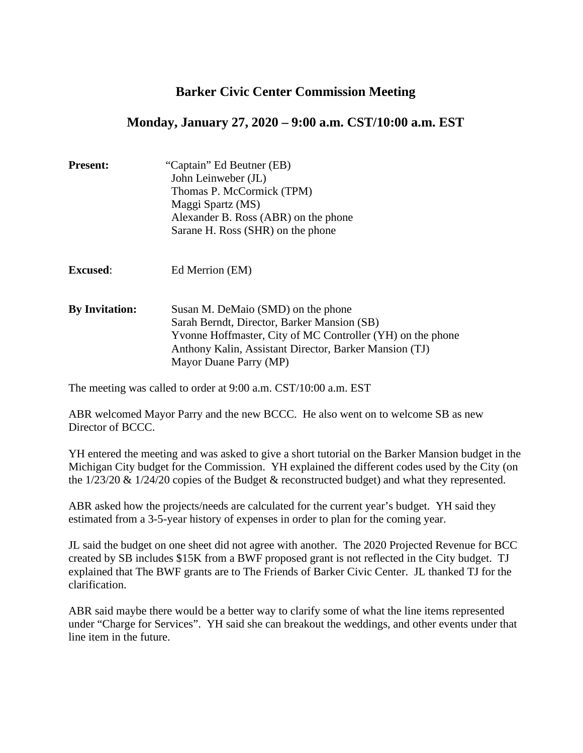# Barker Civic Center Commission Meeting

## Monday, January 27, 2020 – 9:00 a.m. CST/10:00 a.m. EST

**Present:**
“Captain” Ed Beutner (EB)
John Leinweber (JL)
Thomas P. McCormick (TPM)
Maggi Spartz (MS)
Alexander B. Ross (ABR) on the phone
Sarane H. Ross (SHR) on the phone

**Excused**:
Ed Merrion (EM)

**By Invitation:**
Susan M. DeMaio (SMD) on the phone
Sarah Berndt, Director, Barker Mansion (SB)
Yvonne Hoffmaster, City of MC Controller (YH) on the phone
Anthony Kalin, Assistant Director, Barker Mansion (TJ)
Mayor Duane Parry (MP)

The meeting was called to order at 9:00 a.m. CST/10:00 a.m. EST

ABR welcomed Mayor Parry and the new BCCC. He also went on to welcome SB as new Director of BCCC.

YH entered the meeting and was asked to give a short tutorial on the Barker Mansion budget in the Michigan City budget for the Commission. YH explained the different codes used by the City (on the 1/23/20 & 1/24/20 copies of the Budget & reconstructed budget) and what they represented.

ABR asked how the projects/needs are calculated for the current year’s budget. YH said they estimated from a 3-5-year history of expenses in order to plan for the coming year.

JL said the budget on one sheet did not agree with another. The 2020 Projected Revenue for BCC created by SB includes $15K from a BWF proposed grant is not reflected in the City budget. TJ explained that The BWF grants are to The Friends of Barker Civic Center. JL thanked TJ for the clarification.

ABR said maybe there would be a better way to clarify some of what the line items represented under “Charge for Services”. YH said she can breakout the weddings, and other events under that line item in the future.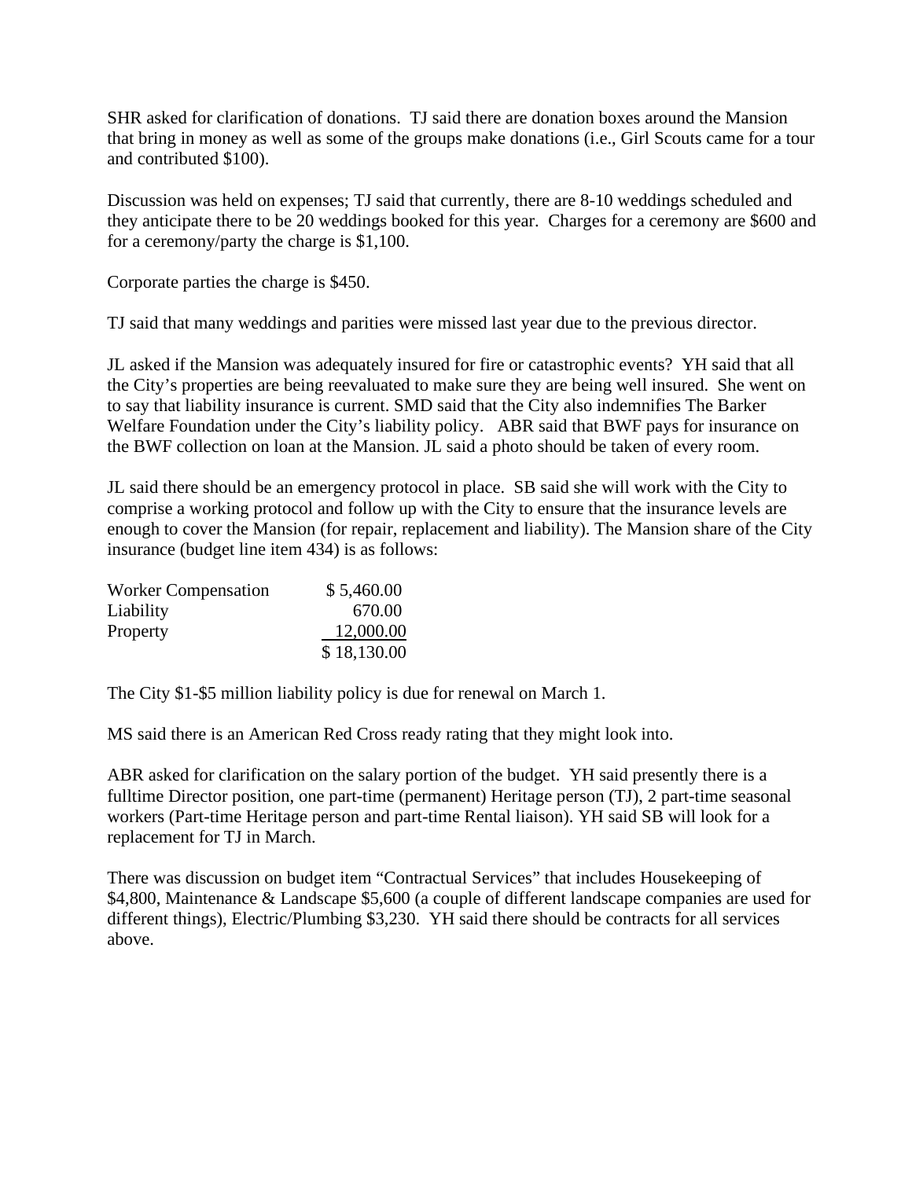SHR asked for clarification of donations. TJ said there are donation boxes around the Mansion that bring in money as well as some of the groups make donations (i.e., Girl Scouts came for a tour and contributed $100).

Discussion was held on expenses; TJ said that currently, there are 8-10 weddings scheduled and they anticipate there to be 20 weddings booked for this year. Charges for a ceremony are $600 and for a ceremony/party the charge is $1,100.

Corporate parties the charge is $450.

TJ said that many weddings and parities were missed last year due to the previous director.

JL asked if the Mansion was adequately insured for fire or catastrophic events? YH said that all the City's properties are being reevaluated to make sure they are being well insured. She went on to say that liability insurance is current. SMD said that the City also indemnifies The Barker Welfare Foundation under the City's liability policy. ABR said that BWF pays for insurance on the BWF collection on loan at the Mansion. JL said a photo should be taken of every room.

JL said there should be an emergency protocol in place. SB said she will work with the City to comprise a working protocol and follow up with the City to ensure that the insurance levels are enough to cover the Mansion (for repair, replacement and liability). The Mansion share of the City insurance (budget line item 434) is as follows:

| | |
|---|---|
| Worker Compensation | $ 5,460.00 |
| Liability | 670.00 |
| Property | 12,000.00 |
| | $ 18,130.00 |

The City $1-$5 million liability policy is due for renewal on March 1.

MS said there is an American Red Cross ready rating that they might look into.

ABR asked for clarification on the salary portion of the budget. YH said presently there is a fulltime Director position, one part-time (permanent) Heritage person (TJ), 2 part-time seasonal workers (Part-time Heritage person and part-time Rental liaison). YH said SB will look for a replacement for TJ in March.

There was discussion on budget item "Contractual Services" that includes Housekeeping of $4,800, Maintenance & Landscape $5,600 (a couple of different landscape companies are used for different things), Electric/Plumbing $3,230. YH said there should be contracts for all services above.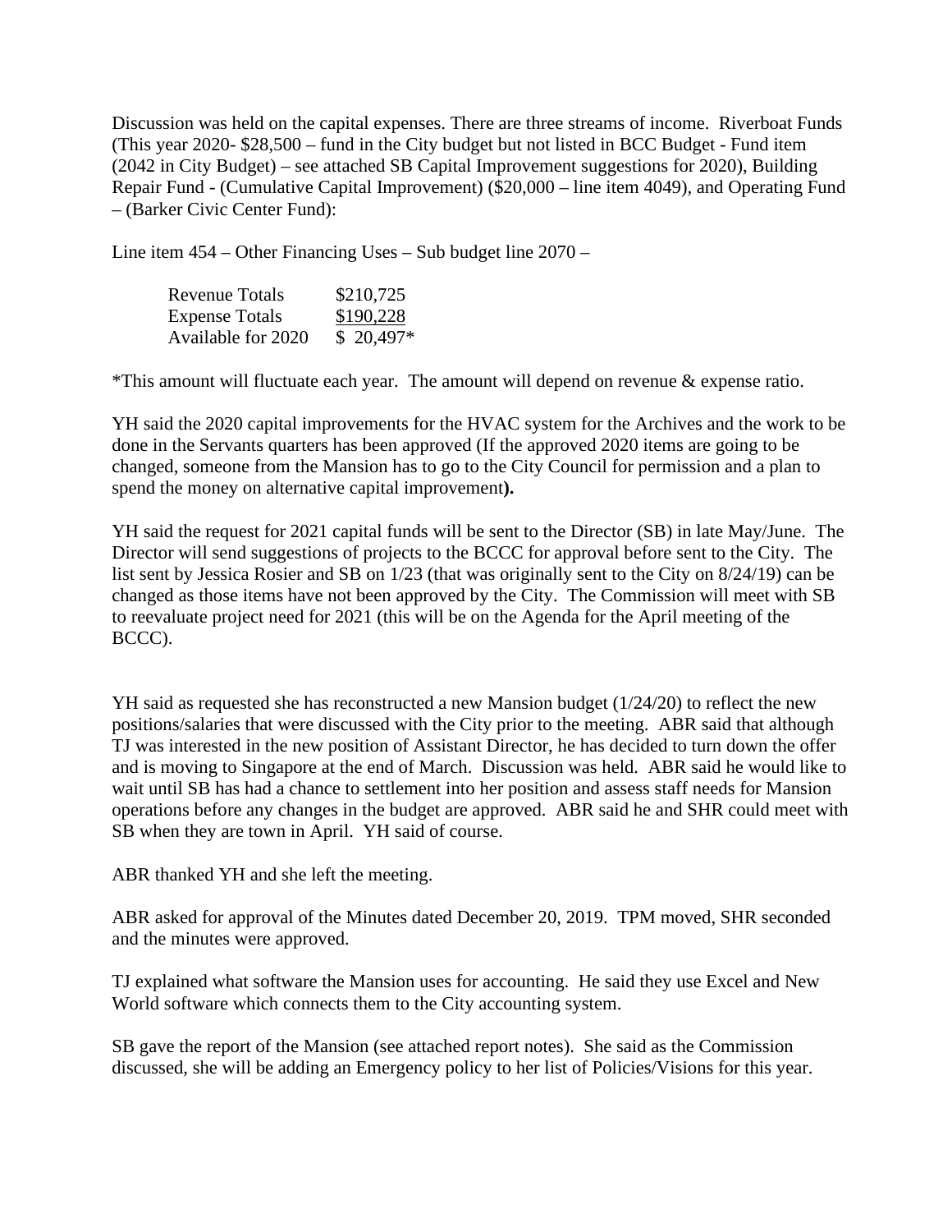Discussion was held on the capital expenses. There are three streams of income. Riverboat Funds (This year 2020- $28,500 – fund in the City budget but not listed in BCC Budget - Fund item (2042 in City Budget) – see attached SB Capital Improvement suggestions for 2020), Building Repair Fund - (Cumulative Capital Improvement) ($20,000 – line item 4049), and Operating Fund – (Barker Civic Center Fund):

Line item 454 – Other Financing Uses – Sub budget line 2070 –

| | |
|---|---|
| Revenue Totals | $210,725 |
| Expense Totals | $190,228 |
| Available for 2020 | $ 20,497* |

*This amount will fluctuate each year. The amount will depend on revenue & expense ratio.

YH said the 2020 capital improvements for the HVAC system for the Archives and the work to be done in the Servants quarters has been approved (If the approved 2020 items are going to be changed, someone from the Mansion has to go to the City Council for permission and a plan to spend the money on alternative capital improvement**).**

YH said the request for 2021 capital funds will be sent to the Director (SB) in late May/June. The Director will send suggestions of projects to the BCCC for approval before sent to the City. The list sent by Jessica Rosier and SB on 1/23 (that was originally sent to the City on 8/24/19) can be changed as those items have not been approved by the City. The Commission will meet with SB to reevaluate project need for 2021 (this will be on the Agenda for the April meeting of the BCCC).

YH said as requested she has reconstructed a new Mansion budget (1/24/20) to reflect the new positions/salaries that were discussed with the City prior to the meeting. ABR said that although TJ was interested in the new position of Assistant Director, he has decided to turn down the offer and is moving to Singapore at the end of March. Discussion was held. ABR said he would like to wait until SB has had a chance to settlement into her position and assess staff needs for Mansion operations before any changes in the budget are approved. ABR said he and SHR could meet with SB when they are town in April. YH said of course.

ABR thanked YH and she left the meeting.

ABR asked for approval of the Minutes dated December 20, 2019. TPM moved, SHR seconded and the minutes were approved.

TJ explained what software the Mansion uses for accounting. He said they use Excel and New World software which connects them to the City accounting system.

SB gave the report of the Mansion (see attached report notes). She said as the Commission discussed, she will be adding an Emergency policy to her list of Policies/Visions for this year.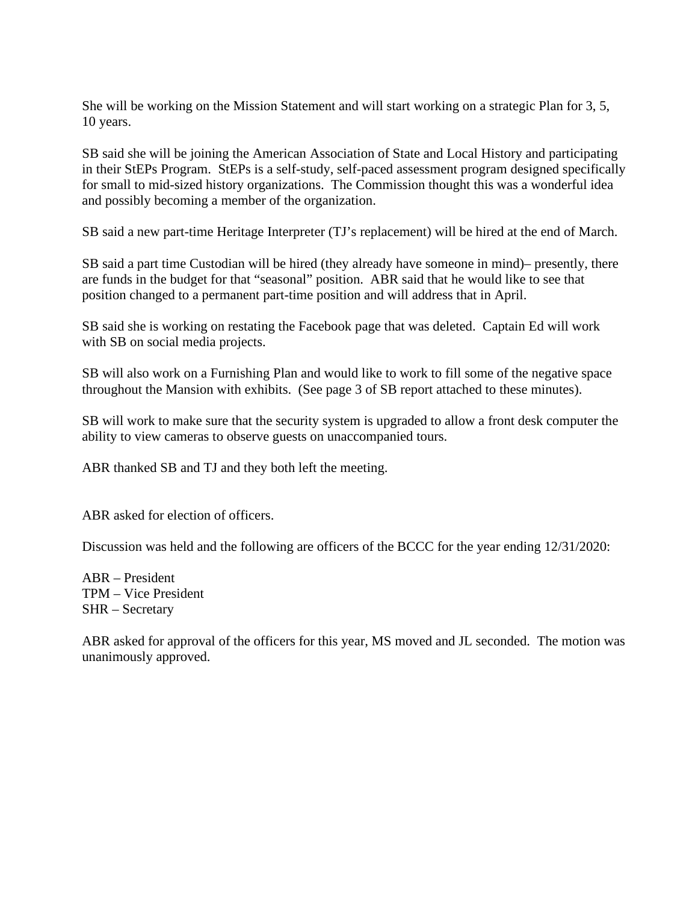She will be working on the Mission Statement and will start working on a strategic Plan for 3, 5, 10 years.

SB said she will be joining the American Association of State and Local History and participating in their StEPs Program. StEPs is a self-study, self-paced assessment program designed specifically for small to mid-sized history organizations. The Commission thought this was a wonderful idea and possibly becoming a member of the organization.

SB said a new part-time Heritage Interpreter (TJ's replacement) will be hired at the end of March.

SB said a part time Custodian will be hired (they already have someone in mind)– presently, there are funds in the budget for that "seasonal" position. ABR said that he would like to see that position changed to a permanent part-time position and will address that in April.

SB said she is working on restating the Facebook page that was deleted. Captain Ed will work with SB on social media projects.

SB will also work on a Furnishing Plan and would like to work to fill some of the negative space throughout the Mansion with exhibits. (See page 3 of SB report attached to these minutes).

SB will work to make sure that the security system is upgraded to allow a front desk computer the ability to view cameras to observe guests on unaccompanied tours.

ABR thanked SB and TJ and they both left the meeting.

ABR asked for election of officers.

Discussion was held and the following are officers of the BCCC for the year ending 12/31/2020:

ABR – President
TPM – Vice President
SHR – Secretary

ABR asked for approval of the officers for this year, MS moved and JL seconded. The motion was unanimously approved.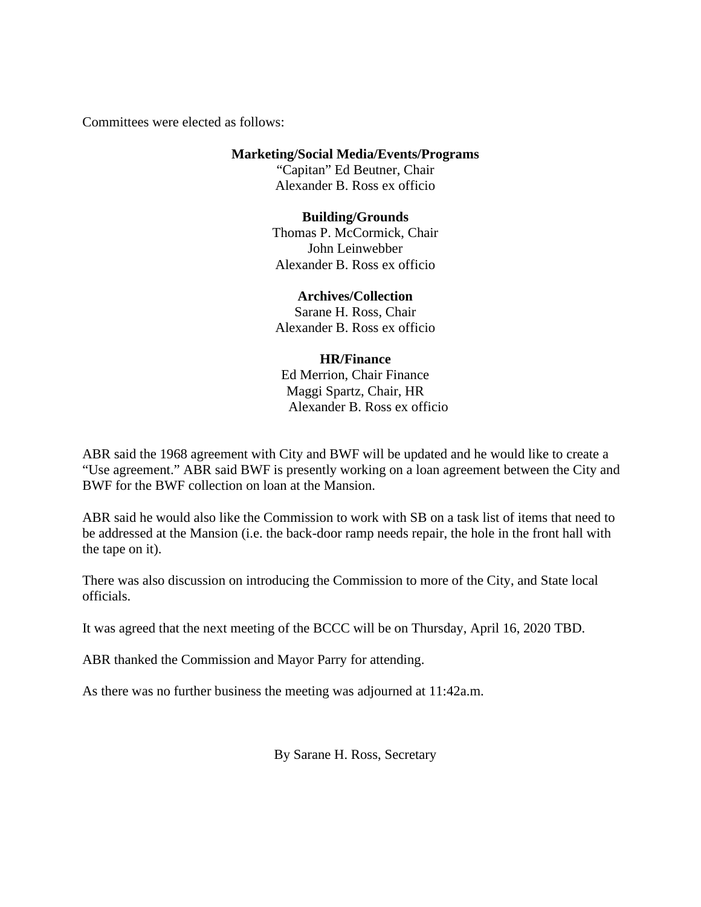Committees were elected as follows:

**Marketing/Social Media/Events/Programs**
"Capitan" Ed Beutner, Chair
Alexander B. Ross ex officio

**Building/Grounds**
Thomas P. McCormick, Chair
John Leinwebber
Alexander B. Ross ex officio

**Archives/Collection**
Sarane H. Ross, Chair
Alexander B. Ross ex officio

**HR/Finance**
Ed Merrion, Chair Finance
Maggi Spartz, Chair, HR
Alexander B. Ross ex officio

ABR said the 1968 agreement with City and BWF will be updated and he would like to create a "Use agreement." ABR said BWF is presently working on a loan agreement between the City and BWF for the BWF collection on loan at the Mansion.

ABR said he would also like the Commission to work with SB on a task list of items that need to be addressed at the Mansion (i.e. the back-door ramp needs repair, the hole in the front hall with the tape on it).

There was also discussion on introducing the Commission to more of the City, and State local officials.

It was agreed that the next meeting of the BCCC will be on Thursday, April 16, 2020 TBD.

ABR thanked the Commission and Mayor Parry for attending.

As there was no further business the meeting was adjourned at 11:42a.m.

By Sarane H. Ross, Secretary